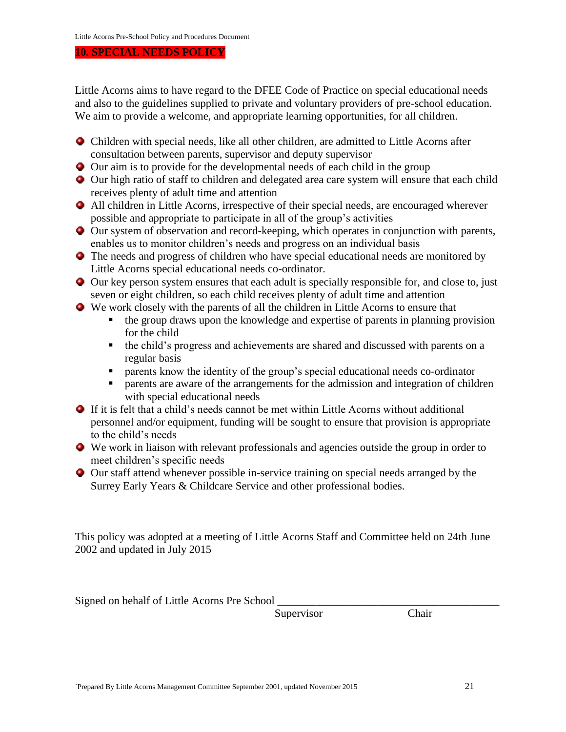## 10. SPECIAL NEEDS POLICY

Little Acorns aims to have regard to the DFEE Code of Practice on special educational needs and also to the guidelines supplied to private and voluntary providers of pre-school education. We aim to provide a welcome, and appropriate learning opportunities, for all children.

- Children with special needs, like all other children, are admitted to Little Acorns after consultation between parents, supervisor and deputy supervisor
- Our aim is to provide for the developmental needs of each child in the group
- Our high ratio of staff to children and delegated area care system will ensure that each child receives plenty of adult time and attention
- All children in Little Acorns, irrespective of their special needs, are encouraged wherever possible and appropriate to participate in all of the group's activities
- Our system of observation and record-keeping, which operates in conjunction with parents, enables us to monitor children's needs and progress on an individual basis
- The needs and progress of children who have special educational needs are monitored by Little Acorns special educational needs co-ordinator.
- Our key person system ensures that each adult is specially responsible for, and close to, just seven or eight children, so each child receives plenty of adult time and attention
- We work closely with the parents of all the children in Little Acorns to ensure that
  - the group draws upon the knowledge and expertise of parents in planning provision for the child
  - the child's progress and achievements are shared and discussed with parents on a regular basis
  - parents know the identity of the group's special educational needs co-ordinator
  - parents are aware of the arrangements for the admission and integration of children with special educational needs
- If it is felt that a child's needs cannot be met within Little Acorns without additional personnel and/or equipment, funding will be sought to ensure that provision is appropriate to the child's needs
- We work in liaison with relevant professionals and agencies outside the group in order to meet children's specific needs
- Our staff attend whenever possible in-service training on special needs arranged by the Surrey Early Years & Childcare Service and other professional bodies.

This policy was adopted at a meeting of Little Acorns Staff and Committee held on 24th June 2002 and updated in July 2015

Signed on behalf of Little Acorns Pre School ________________________________________

Supervisor Chair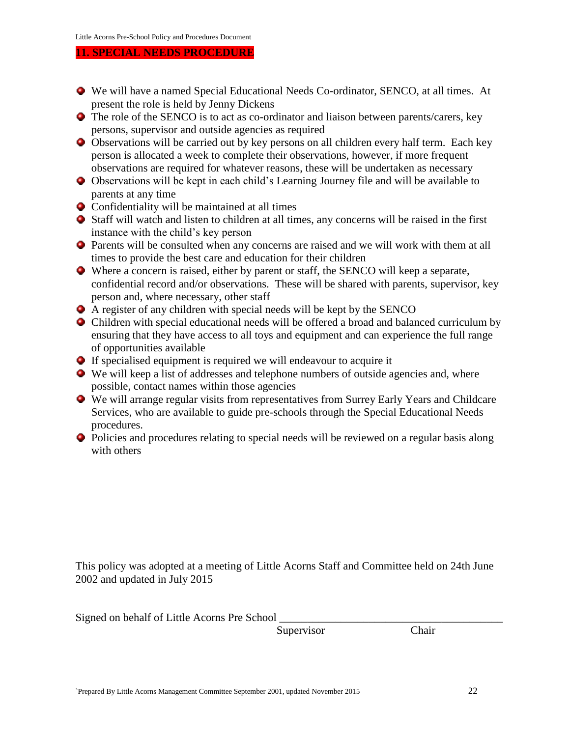## 11. SPECIAL NEEDS PROCEDURE

- We will have a named Special Educational Needs Co-ordinator, SENCO, at all times. At present the role is held by Jenny Dickens
- The role of the SENCO is to act as co-ordinator and liaison between parents/carers, key persons, supervisor and outside agencies as required
- Observations will be carried out by key persons on all children every half term. Each key person is allocated a week to complete their observations, however, if more frequent observations are required for whatever reasons, these will be undertaken as necessary
- Observations will be kept in each child's Learning Journey file and will be available to parents at any time
- Confidentiality will be maintained at all times
- Staff will watch and listen to children at all times, any concerns will be raised in the first instance with the child's key person
- Parents will be consulted when any concerns are raised and we will work with them at all times to provide the best care and education for their children
- Where a concern is raised, either by parent or staff, the SENCO will keep a separate, confidential record and/or observations. These will be shared with parents, supervisor, key person and, where necessary, other staff
- A register of any children with special needs will be kept by the SENCO
- Children with special educational needs will be offered a broad and balanced curriculum by ensuring that they have access to all toys and equipment and can experience the full range of opportunities available
- If specialised equipment is required we will endeavour to acquire it
- We will keep a list of addresses and telephone numbers of outside agencies and, where possible, contact names within those agencies
- We will arrange regular visits from representatives from Surrey Early Years and Childcare Services, who are available to guide pre-schools through the Special Educational Needs procedures.
- Policies and procedures relating to special needs will be reviewed on a regular basis along with others

This policy was adopted at a meeting of Little Acorns Staff and Committee held on 24th June 2002 and updated in July 2015

Signed on behalf of Little Acorns Pre School ________________________________________

Supervisor Chair